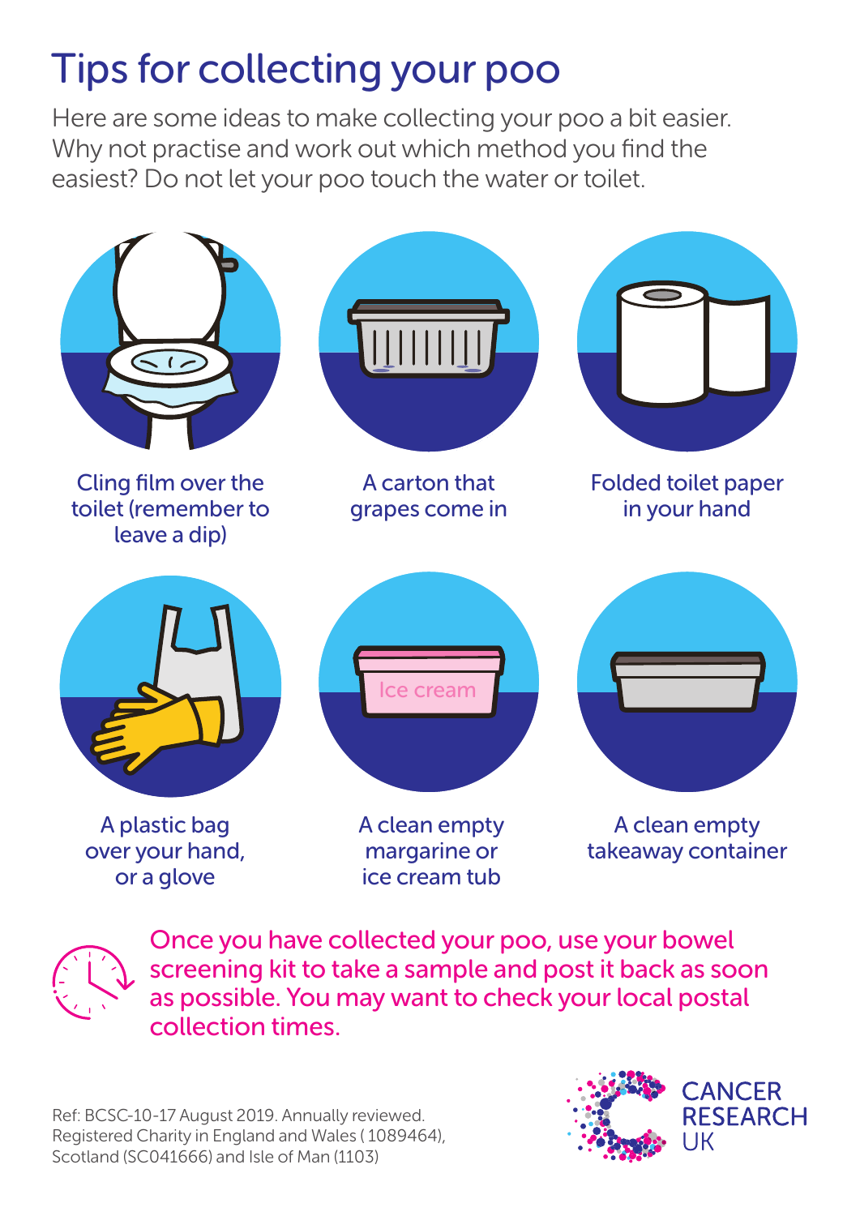# Tips for collecting your poo

Here are some ideas to make collecting your poo a bit easier. Why not practise and work out which method you find the easiest? Do not let your poo touch the water or toilet.

- Cling film over the toilet (remember to leave a dip)
- A carton that grapes come in
- Folded toilet paper in your hand
- A plastic bag over your hand, or a glove
- A clean empty margarine or ice cream tub
- A clean empty takeaway container

Once you have collected your poo, use your bowel screening kit to take a sample and post it back as soon as possible. You may want to check your local postal collection times.

Ref: BCSC-10-17 August 2019. Annually reviewed.
Registered Charity in England and Wales ( 1089464), Scotland (SC041666) and Isle of Man (1103)

CANCER RESEARCH UK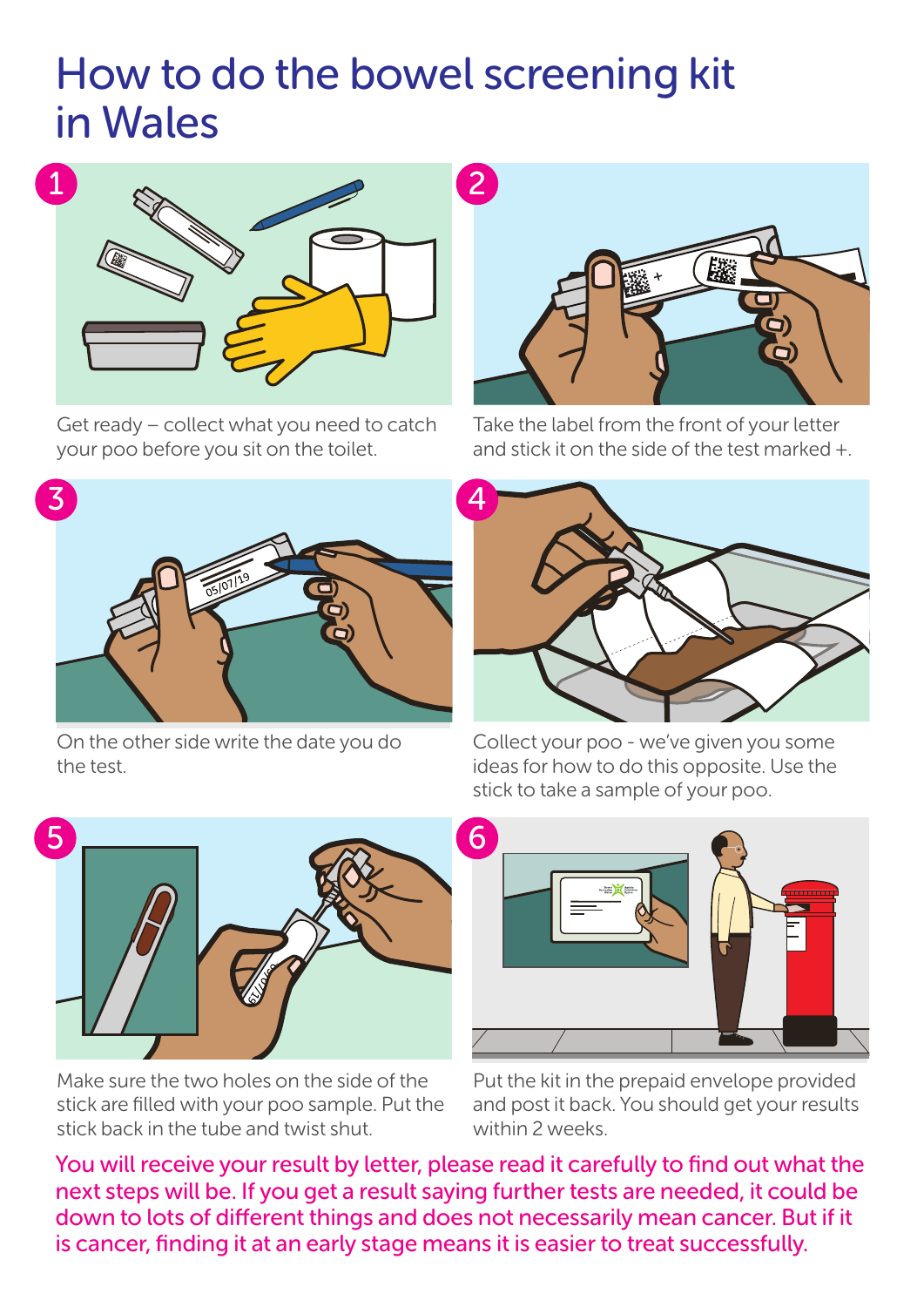# How to do the bowel screening kit in Wales

1

Get ready – collect what you need to catch your poo before you sit on the toilet.

2

Take the label from the front of your letter and stick it on the side of the test marked +.

3

On the other side write the date you do the test.

4

Collect your poo - we've given you some ideas for how to do this opposite. Use the stick to take a sample of your poo.

5

Make sure the two holes on the side of the stick are filled with your poo sample. Put the stick back in the tube and twist shut.

6

Put the kit in the prepaid envelope provided and post it back. You should get your results within 2 weeks.

You will receive your result by letter, please read it carefully to find out what the next steps will be. If you get a result saying further tests are needed, it could be down to lots of different things and does not necessarily mean cancer. But if it is cancer, finding it at an early stage means it is easier to treat successfully.